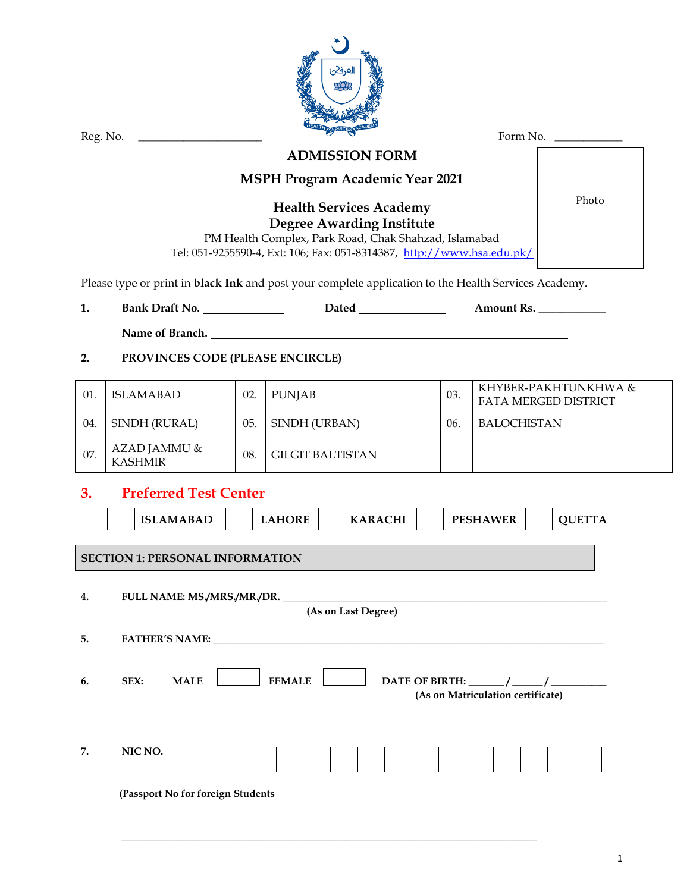Reg. No. ____________________ Form No. ___________

# ADMISSION FORM

## MSPH Program Academic Year 2021

## Health Services Academy
## Degree Awarding Institute

PM Health Complex, Park Road, Chak Shahzad, Islamabad
Tel: 051-9255590-4, Ext: 106; Fax: 051-8314387, http://www.hsa.edu.pk/

Photo

Please type or print in **black Ink** and post your complete application to the Health Services Academy.

**1.** **Bank Draft No.** _____________ **Dated** ______________ **Amount Rs.** ___________

**Name of Branch.** ______________________________________________________________

**2.** **PROVINCES CODE (PLEASE ENCIRCLE)**

| | | | | | |
|---|---|---|---|---|---|
| 01. | ISLAMABAD | 02. | PUNJAB | 03. | KHYBER-PAKHTUNKHWA & FATA MERGED DISTRICT |
| 04. | SINDH (RURAL) | 05. | SINDH (URBAN) | 06. | BALOCHISTAN |
| 07. | AZAD JAMMU & KASHMIR | 08. | GILGIT BALTISTAN | | |

**3. Preferred Test Center**

☐ **ISLAMABAD** ☐ **LAHORE** ☐ **KARACHI** ☐ **PESHAWER** ☐ **QUETTA**

## SECTION 1: PERSONAL INFORMATION

**4.** **FULL NAME: MS./MRS./MR./DR.** ______________________________________________
**(As on Last Degree)**

**5.** **FATHER'S NAME:** ______________________________________________________________

**6.** **SEX:** **MALE** ☐ **FEMALE** ☐ **DATE OF BIRTH:** ______/______/_________
**(As on Matriculation certificate)**

**7.** **NIC NO.** | | | | | | | | | | | | | | | |

**(Passport No for foreign Students**

________________________________________________________________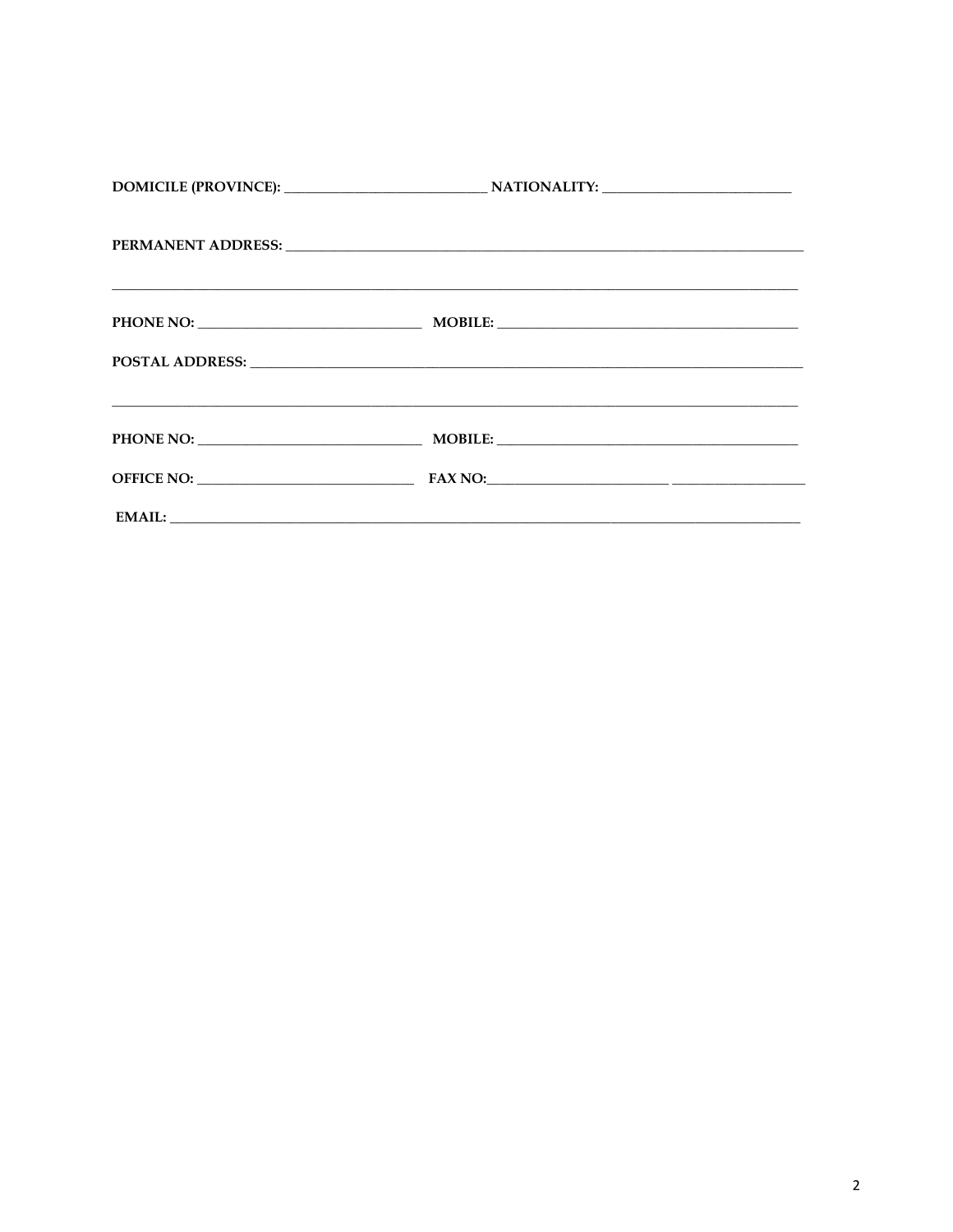**DOMICILE (PROVINCE):** ____________________________ **NATIONALITY:** __________________________

**PERMANENT ADDRESS:** ___________________________________________________________________________

_____________________________________________________________________________________________________

**PHONE NO:** ______________________________ **MOBILE:** __________________________________________

**POSTAL ADDRESS:** ______________________________________________________________________________

_____________________________________________________________________________________________________

**PHONE NO:** ______________________________ **MOBILE:** __________________________________________

**OFFICE NO:** _____________________________ **FAX NO:**_________________________ ___________________

**EMAIL:** _______________________________________________________________________________________________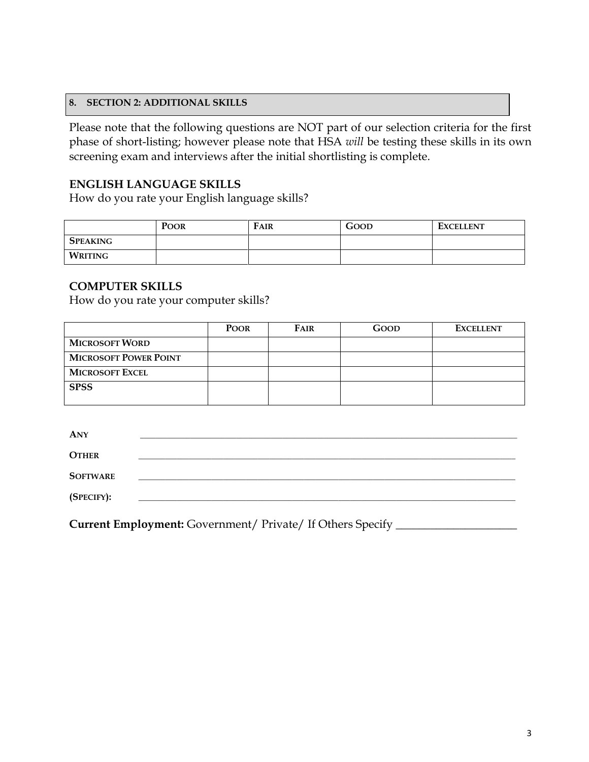## 8. SECTION 2: ADDITIONAL SKILLS

Please note that the following questions are NOT part of our selection criteria for the first phase of short-listing; however please note that HSA *will* be testing these skills in its own screening exam and interviews after the initial shortlisting is complete.

### ENGLISH LANGUAGE SKILLS

How do you rate your English language skills?

| | POOR | FAIR | GOOD | EXCELLENT |
|---|---|---|---|---|
| SPEAKING | | | | |
| WRITING | | | | |

### COMPUTER SKILLS

How do you rate your computer skills?

| | POOR | FAIR | GOOD | EXCELLENT |
|---|---|---|---|---|
| MICROSOFT WORD | | | | |
| MICROSOFT POWER POINT | | | | |
| MICROSOFT EXCEL | | | | |
| SPSS | | | | |

**ANY OTHER SOFTWARE (SPECIFY):** ____________________________________________

____________________________________________

____________________________________________

____________________________________________

**Current Employment:** Government/ Private/ If Others Specify ______________________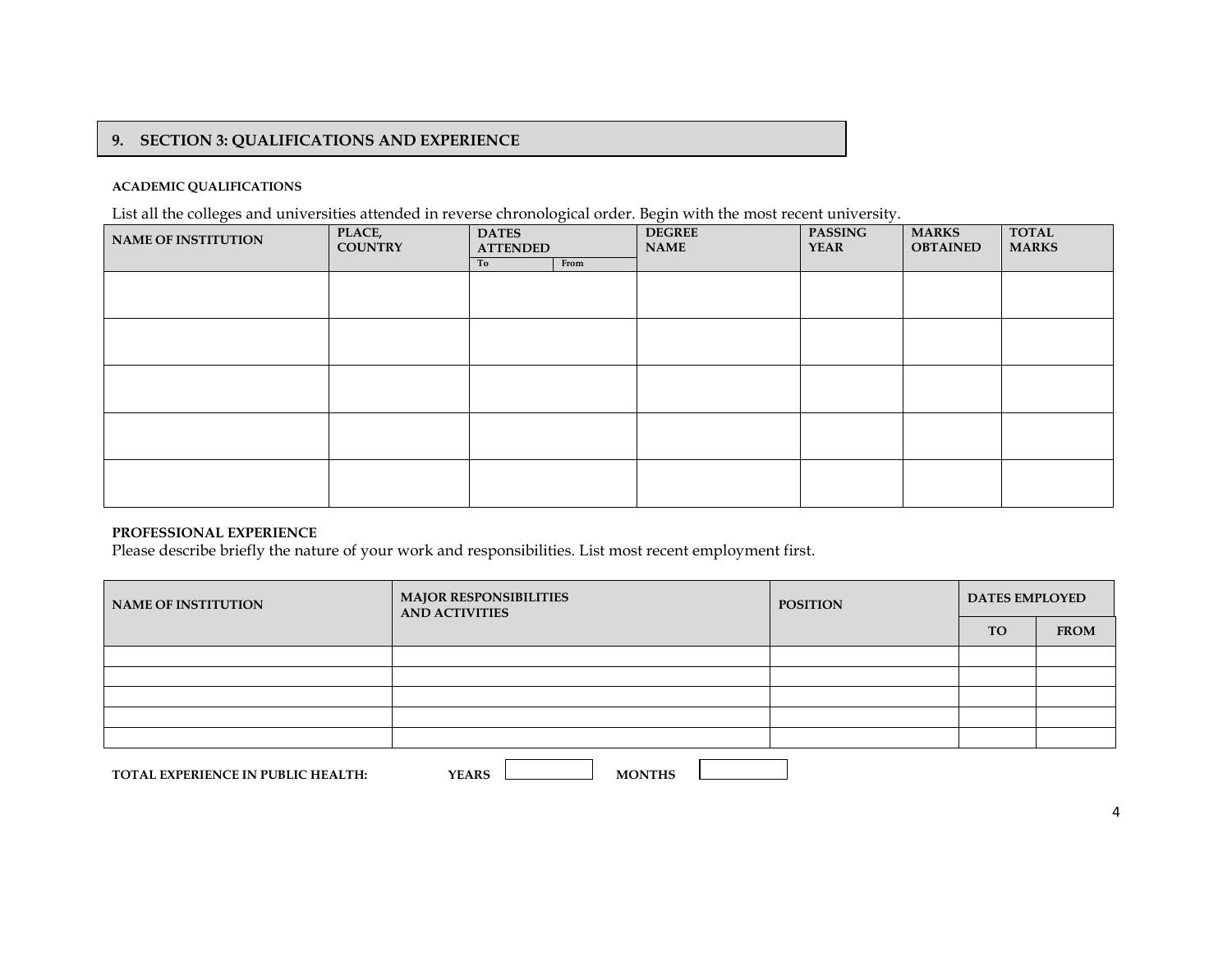## 9. SECTION 3: QUALIFICATIONS AND EXPERIENCE

**ACADEMIC QUALIFICATIONS**

List all the colleges and universities attended in reverse chronological order. Begin with the most recent university.

| NAME OF INSTITUTION | PLACE, COUNTRY | DATES ATTENDED | | DEGREE NAME | PASSING YEAR | MARKS OBTAINED | TOTAL MARKS |
|---|---|---|---|---|---|---|---|
| | | To | From | | | | |
| | | | | | | | |
| | | | | | | | |
| | | | | | | | |
| | | | | | | | |
| | | | | | | | |

**PROFESSIONAL EXPERIENCE**

Please describe briefly the nature of your work and responsibilities. List most recent employment first.

| NAME OF INSTITUTION | MAJOR RESPONSIBILITIES AND ACTIVITIES | POSITION | DATES EMPLOYED | |
|---|---|---|---|---|
| | | | TO | FROM |
| | | | | |
| | | | | |
| | | | | |
| | | | | |
| | | | | |

**TOTAL EXPERIENCE IN PUBLIC HEALTH:** **YEARS** ______ **MONTHS** ______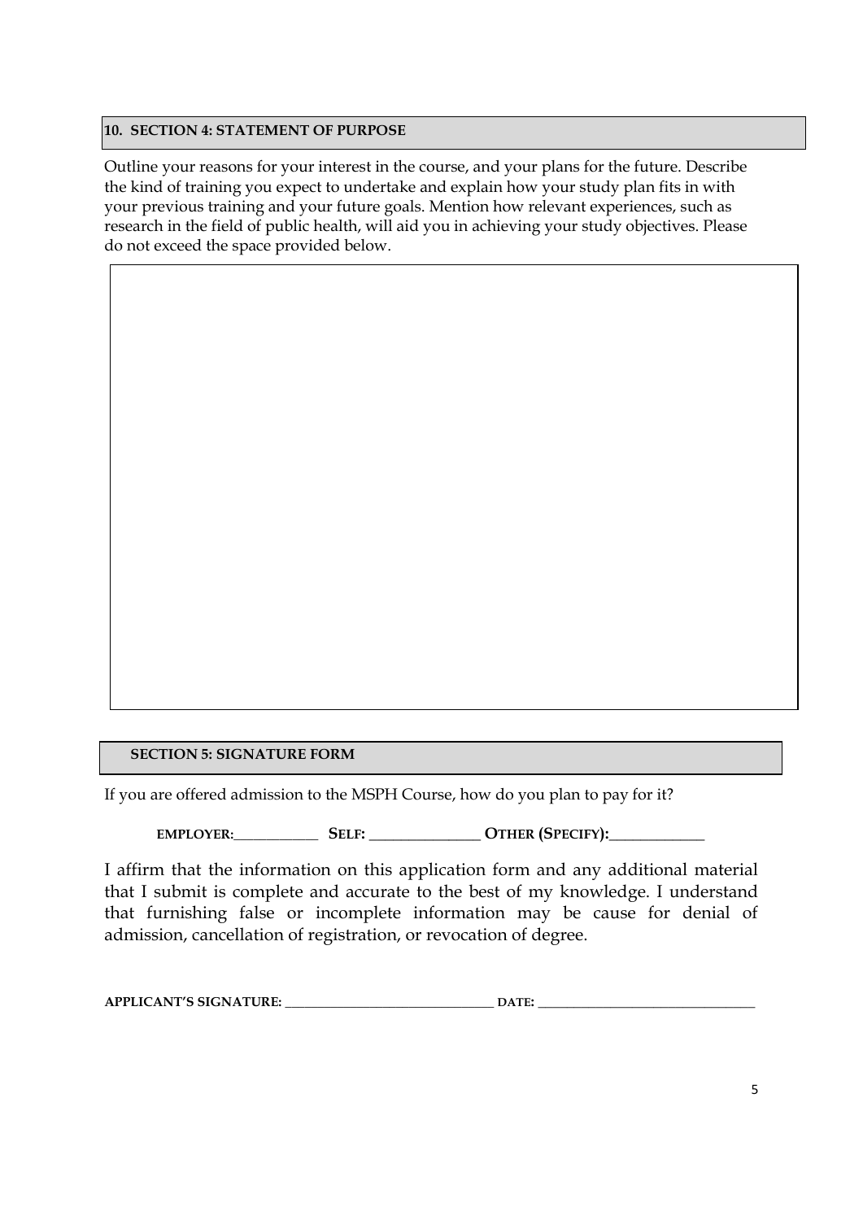## 10. SECTION 4: STATEMENT OF PURPOSE

Outline your reasons for your interest in the course, and your plans for the future. Describe the kind of training you expect to undertake and explain how your study plan fits in with your previous training and your future goals. Mention how relevant experiences, such as research in the field of public health, will aid you in achieving your study objectives. Please do not exceed the space provided below.

## SECTION 5: SIGNATURE FORM

If you are offered admission to the MSPH Course, how do you plan to pay for it?

**EMPLOYER:**\_\_\_\_\_\_\_\_\_\_\_\_ **SELF:** \_\_\_\_\_\_\_\_\_\_\_\_\_\_\_\_ **OTHER (SPECIFY):**\_\_\_\_\_\_\_\_\_\_\_\_\_\_

I affirm that the information on this application form and any additional material that I submit is complete and accurate to the best of my knowledge. I understand that furnishing false or incomplete information may be cause for denial of admission, cancellation of registration, or revocation of degree.

**APPLICANT'S SIGNATURE:** \_\_\_\_\_\_\_\_\_\_\_\_\_\_\_\_\_\_\_\_\_\_\_\_\_\_\_\_\_\_\_\_ **DATE:** \_\_\_\_\_\_\_\_\_\_\_\_\_\_\_\_\_\_\_\_\_\_\_\_\_\_\_\_\_\_\_\_\_\_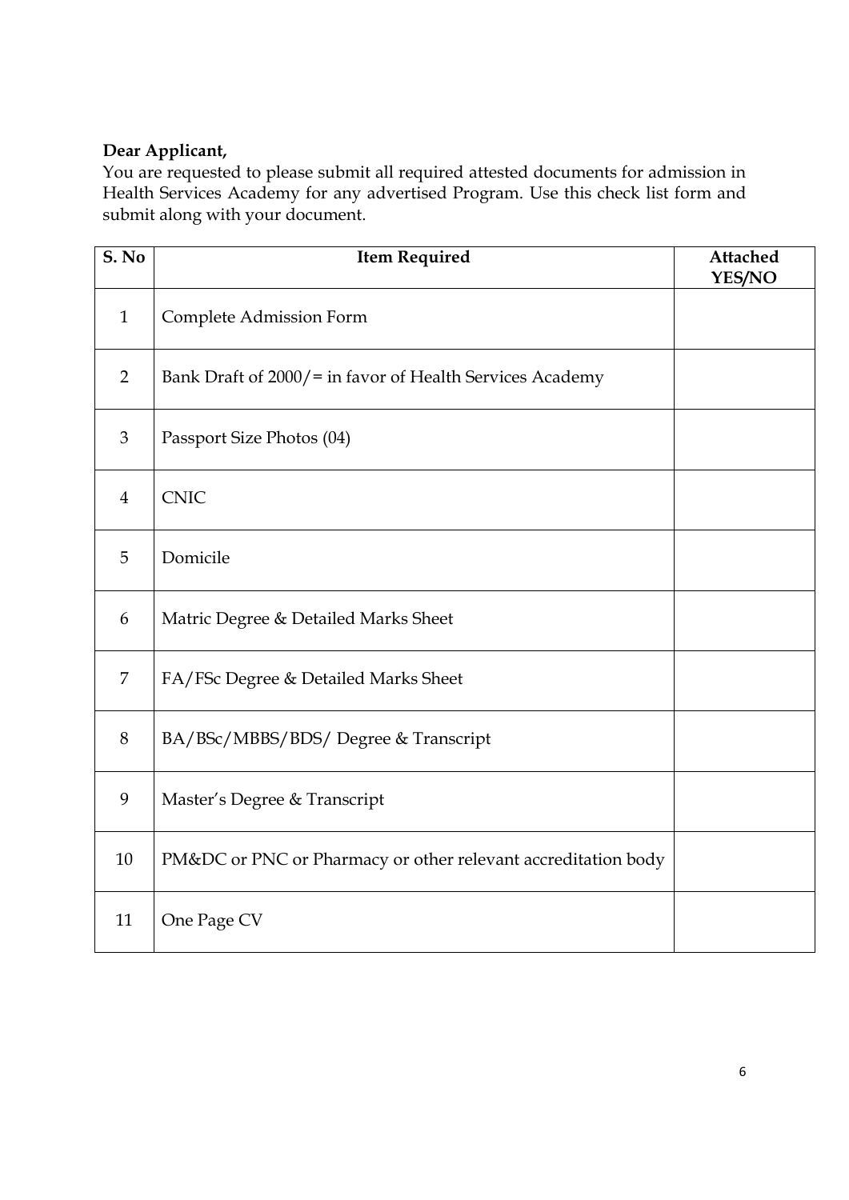**Dear Applicant,**

You are requested to please submit all required attested documents for admission in Health Services Academy for any advertised Program. Use this check list form and submit along with your document.

| S. No | Item Required | Attached YES/NO |
|---|---|---|
| 1 | Complete Admission Form | |
| 2 | Bank Draft of 2000/= in favor of Health Services Academy | |
| 3 | Passport Size Photos (04) | |
| 4 | CNIC | |
| 5 | Domicile | |
| 6 | Matric Degree & Detailed Marks Sheet | |
| 7 | FA/FSc Degree & Detailed Marks Sheet | |
| 8 | BA/BSc/MBBS/BDS/ Degree & Transcript | |
| 9 | Master's Degree & Transcript | |
| 10 | PM&DC or PNC or Pharmacy or other relevant accreditation body | |
| 11 | One Page CV | |